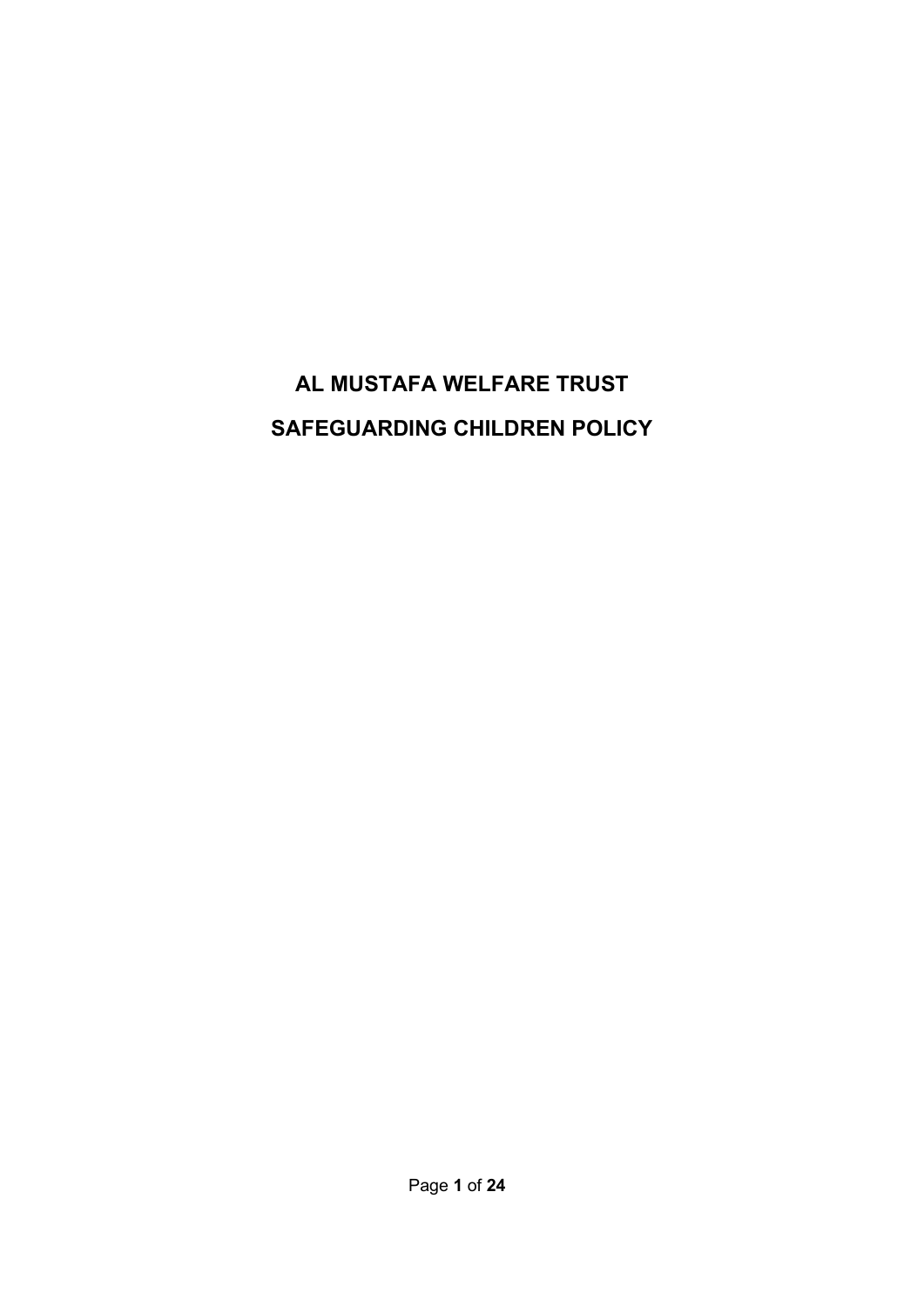# AL MUSTAFA WELFARE TRUST

# SAFEGUARDING CHILDREN POLICY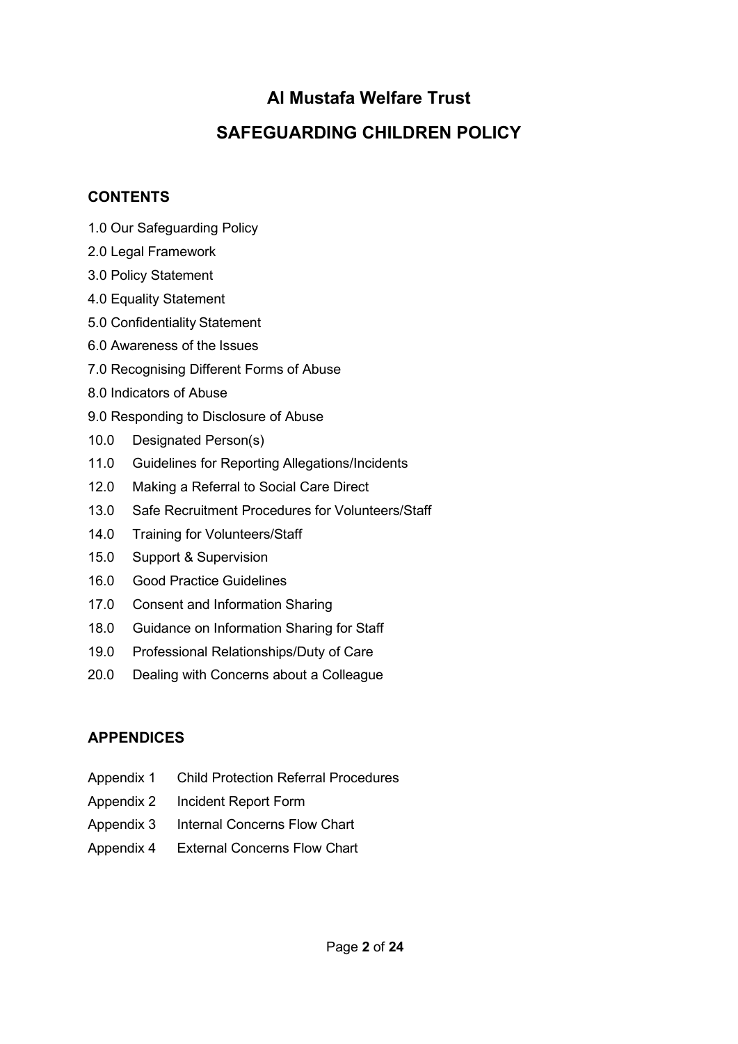# Al Mustafa Welfare Trust

# SAFEGUARDING CHILDREN POLICY

## CONTENTS

1.0 Our Safeguarding Policy

2.0 Legal Framework

3.0 Policy Statement

4.0 Equality Statement

5.0 Confidentiality Statement

6.0 Awareness of the Issues

7.0 Recognising Different Forms of Abuse

8.0 Indicators of Abuse

9.0 Responding to Disclosure of Abuse

10.0 Designated Person(s)

11.0 Guidelines for Reporting Allegations/Incidents

12.0 Making a Referral to Social Care Direct

13.0 Safe Recruitment Procedures for Volunteers/Staff

14.0 Training for Volunteers/Staff

15.0 Support & Supervision

16.0 Good Practice Guidelines

17.0 Consent and Information Sharing

18.0 Guidance on Information Sharing for Staff

19.0 Professional Relationships/Duty of Care

20.0 Dealing with Concerns about a Colleague

## APPENDICES

Appendix 1 Child Protection Referral Procedures

Appendix 2 Incident Report Form

Appendix 3 Internal Concerns Flow Chart

Appendix 4 External Concerns Flow Chart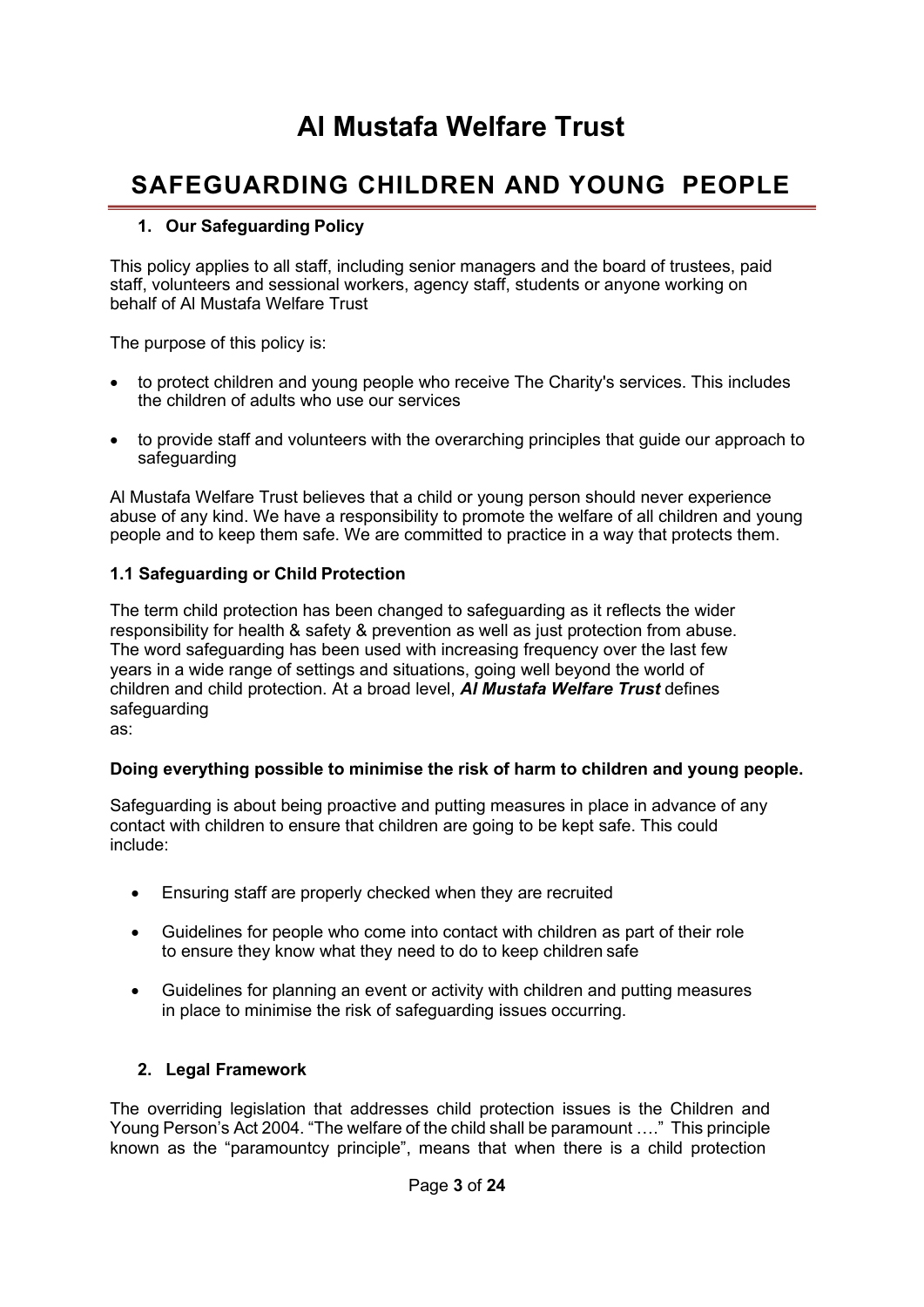# Al Mustafa Welfare Trust

## SAFEGUARDING CHILDREN AND YOUNG PEOPLE

### 1. Our Safeguarding Policy

This policy applies to all staff, including senior managers and the board of trustees, paid staff, volunteers and sessional workers, agency staff, students or anyone working on behalf of Al Mustafa Welfare Trust

The purpose of this policy is:

- to protect children and young people who receive The Charity's services. This includes the children of adults who use our services
- to provide staff and volunteers with the overarching principles that guide our approach to safeguarding

Al Mustafa Welfare Trust believes that a child or young person should never experience abuse of any kind. We have a responsibility to promote the welfare of all children and young people and to keep them safe. We are committed to practice in a way that protects them.

### 1.1 Safeguarding or Child Protection

The term child protection has been changed to safeguarding as it reflects the wider responsibility for health & safety & prevention as well as just protection from abuse. The word safeguarding has been used with increasing frequency over the last few years in a wide range of settings and situations, going well beyond the world of children and child protection. At a broad level, ***Al Mustafa Welfare Trust*** defines safeguarding as:

**Doing everything possible to minimise the risk of harm to children and young people.**

Safeguarding is about being proactive and putting measures in place in advance of any contact with children to ensure that children are going to be kept safe. This could include:

- Ensuring staff are properly checked when they are recruited
- Guidelines for people who come into contact with children as part of their role to ensure they know what they need to do to keep children safe
- Guidelines for planning an event or activity with children and putting measures in place to minimise the risk of safeguarding issues occurring.

### 2. Legal Framework

The overriding legislation that addresses child protection issues is the Children and Young Person's Act 2004. "The welfare of the child shall be paramount …." This principle known as the "paramountcy principle", means that when there is a child protection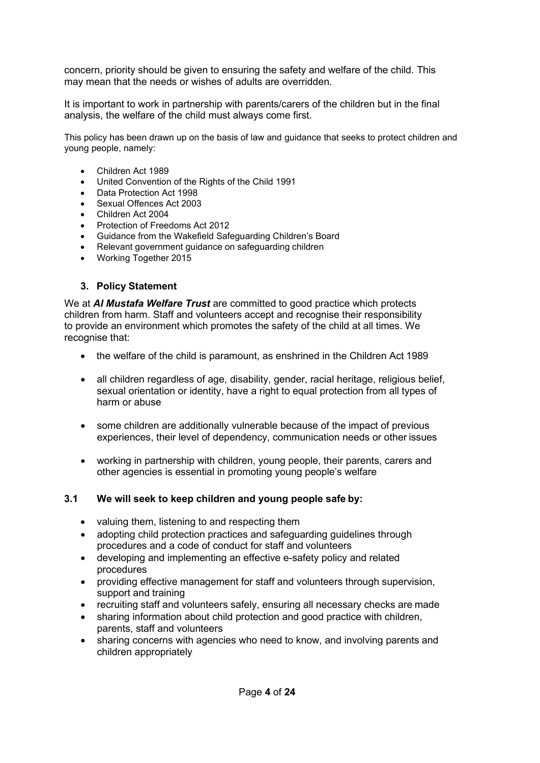concern, priority should be given to ensuring the safety and welfare of the child. This may mean that the needs or wishes of adults are overridden.

It is important to work in partnership with parents/carers of the children but in the final analysis, the welfare of the child must always come first.

This policy has been drawn up on the basis of law and guidance that seeks to protect children and young people, namely:

- Children Act 1989
- United Convention of the Rights of the Child 1991
- Data Protection Act 1998
- Sexual Offences Act 2003
- Children Act 2004
- Protection of Freedoms Act 2012
- Guidance from the Wakefield Safeguarding Children's Board
- Relevant government guidance on safeguarding children
- Working Together 2015

### 3. Policy Statement

We at ***Al Mustafa Welfare Trust*** are committed to good practice which protects children from harm. Staff and volunteers accept and recognise their responsibility to provide an environment which promotes the safety of the child at all times. We recognise that:

- the welfare of the child is paramount, as enshrined in the Children Act 1989
- all children regardless of age, disability, gender, racial heritage, religious belief, sexual orientation or identity, have a right to equal protection from all types of harm or abuse
- some children are additionally vulnerable because of the impact of previous experiences, their level of dependency, communication needs or other issues
- working in partnership with children, young people, their parents, carers and other agencies is essential in promoting young people's welfare

### 3.1 We will seek to keep children and young people safe by:

- valuing them, listening to and respecting them
- adopting child protection practices and safeguarding guidelines through procedures and a code of conduct for staff and volunteers
- developing and implementing an effective e-safety policy and related procedures
- providing effective management for staff and volunteers through supervision, support and training
- recruiting staff and volunteers safely, ensuring all necessary checks are made
- sharing information about child protection and good practice with children, parents, staff and volunteers
- sharing concerns with agencies who need to know, and involving parents and children appropriately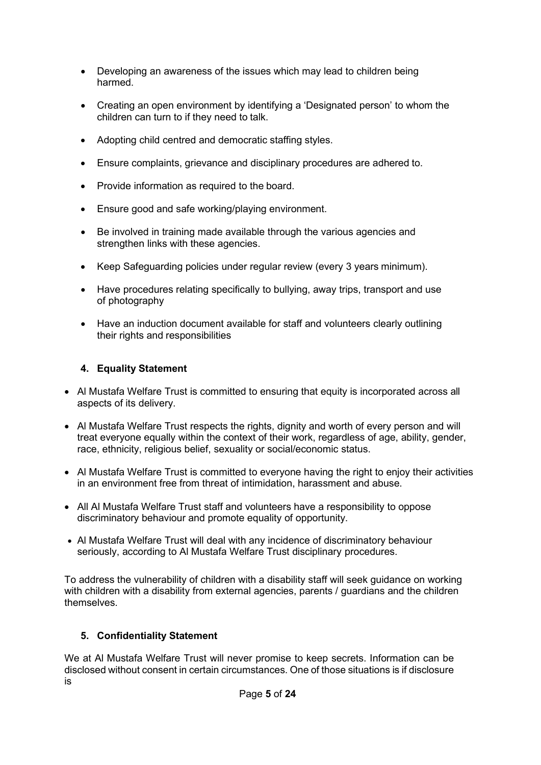- Developing an awareness of the issues which may lead to children being harmed.
- Creating an open environment by identifying a 'Designated person' to whom the children can turn to if they need to talk.
- Adopting child centred and democratic staffing styles.
- Ensure complaints, grievance and disciplinary procedures are adhered to.
- Provide information as required to the board.
- Ensure good and safe working/playing environment.
- Be involved in training made available through the various agencies and strengthen links with these agencies.
- Keep Safeguarding policies under regular review (every 3 years minimum).
- Have procedures relating specifically to bullying, away trips, transport and use of photography
- Have an induction document available for staff and volunteers clearly outlining their rights and responsibilities

## 4. Equality Statement

- Al Mustafa Welfare Trust is committed to ensuring that equity is incorporated across all aspects of its delivery.
- Al Mustafa Welfare Trust respects the rights, dignity and worth of every person and will treat everyone equally within the context of their work, regardless of age, ability, gender, race, ethnicity, religious belief, sexuality or social/economic status.
- Al Mustafa Welfare Trust is committed to everyone having the right to enjoy their activities in an environment free from threat of intimidation, harassment and abuse.
- All Al Mustafa Welfare Trust staff and volunteers have a responsibility to oppose discriminatory behaviour and promote equality of opportunity.
- Al Mustafa Welfare Trust will deal with any incidence of discriminatory behaviour seriously, according to Al Mustafa Welfare Trust disciplinary procedures.

To address the vulnerability of children with a disability staff will seek guidance on working with children with a disability from external agencies, parents / guardians and the children themselves.

## 5. Confidentiality Statement

We at Al Mustafa Welfare Trust will never promise to keep secrets. Information can be disclosed without consent in certain circumstances. One of those situations is if disclosure is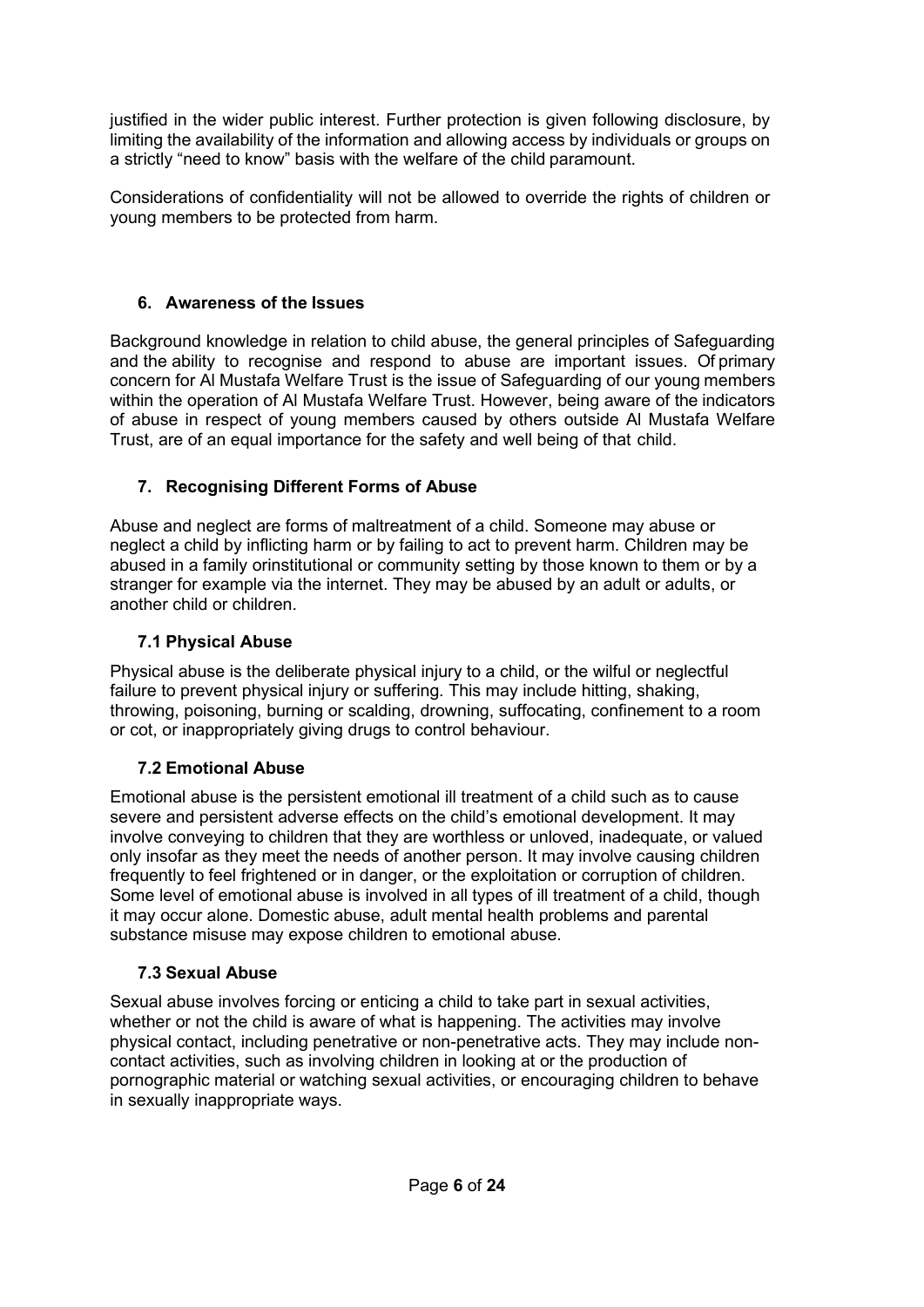justified in the wider public interest. Further protection is given following disclosure, by limiting the availability of the information and allowing access by individuals or groups on a strictly "need to know" basis with the welfare of the child paramount.

Considerations of confidentiality will not be allowed to override the rights of children or young members to be protected from harm.

## 6. Awareness of the Issues

Background knowledge in relation to child abuse, the general principles of Safeguarding and the ability to recognise and respond to abuse are important issues. Of primary concern for Al Mustafa Welfare Trust is the issue of Safeguarding of our young members within the operation of Al Mustafa Welfare Trust. However, being aware of the indicators of abuse in respect of young members caused by others outside Al Mustafa Welfare Trust, are of an equal importance for the safety and well being of that child.

## 7. Recognising Different Forms of Abuse

Abuse and neglect are forms of maltreatment of a child. Someone may abuse or neglect a child by inflicting harm or by failing to act to prevent harm. Children may be abused in a family orinstitutional or community setting by those known to them or by a stranger for example via the internet. They may be abused by an adult or adults, or another child or children.

### 7.1 Physical Abuse

Physical abuse is the deliberate physical injury to a child, or the wilful or neglectful failure to prevent physical injury or suffering. This may include hitting, shaking, throwing, poisoning, burning or scalding, drowning, suffocating, confinement to a room or cot, or inappropriately giving drugs to control behaviour.

### 7.2 Emotional Abuse

Emotional abuse is the persistent emotional ill treatment of a child such as to cause severe and persistent adverse effects on the child's emotional development. It may involve conveying to children that they are worthless or unloved, inadequate, or valued only insofar as they meet the needs of another person. It may involve causing children frequently to feel frightened or in danger, or the exploitation or corruption of children. Some level of emotional abuse is involved in all types of ill treatment of a child, though it may occur alone. Domestic abuse, adult mental health problems and parental substance misuse may expose children to emotional abuse.

### 7.3 Sexual Abuse

Sexual abuse involves forcing or enticing a child to take part in sexual activities, whether or not the child is aware of what is happening. The activities may involve physical contact, including penetrative or non-penetrative acts. They may include non-contact activities, such as involving children in looking at or the production of pornographic material or watching sexual activities, or encouraging children to behave in sexually inappropriate ways.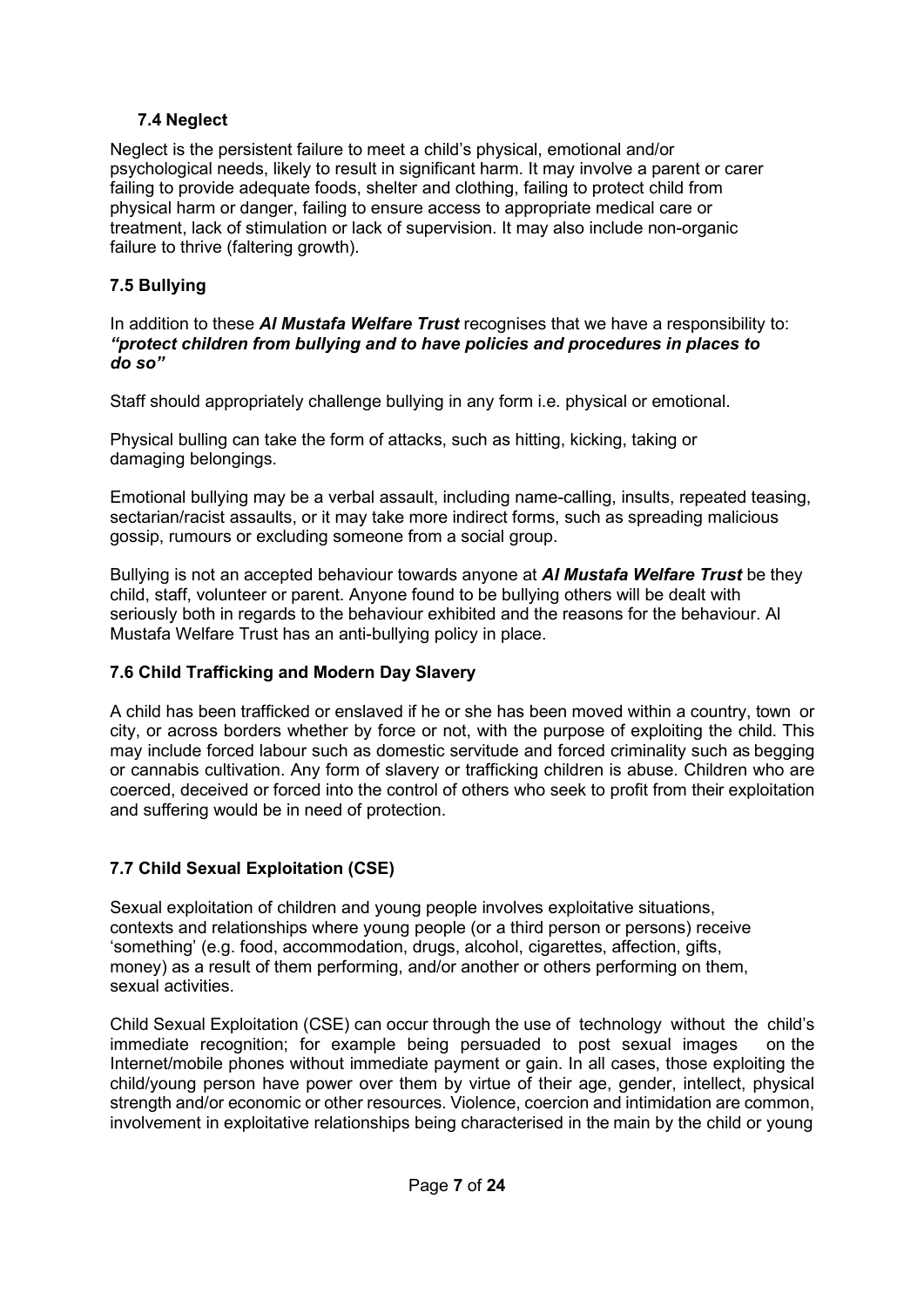### 7.4 Neglect

Neglect is the persistent failure to meet a child's physical, emotional and/or psychological needs, likely to result in significant harm. It may involve a parent or carer failing to provide adequate foods, shelter and clothing, failing to protect child from physical harm or danger, failing to ensure access to appropriate medical care or treatment, lack of stimulation or lack of supervision. It may also include non-organic failure to thrive (faltering growth).

### 7.5 Bullying

In addition to these ***Al Mustafa Welfare Trust*** recognises that we have a responsibility to: ***"protect children from bullying and to have policies and procedures in places to do so"***

Staff should appropriately challenge bullying in any form i.e. physical or emotional.

Physical bulling can take the form of attacks, such as hitting, kicking, taking or damaging belongings.

Emotional bullying may be a verbal assault, including name-calling, insults, repeated teasing, sectarian/racist assaults, or it may take more indirect forms, such as spreading malicious gossip, rumours or excluding someone from a social group.

Bullying is not an accepted behaviour towards anyone at ***Al Mustafa Welfare Trust*** be they child, staff, volunteer or parent. Anyone found to be bullying others will be dealt with seriously both in regards to the behaviour exhibited and the reasons for the behaviour. Al Mustafa Welfare Trust has an anti-bullying policy in place.

### 7.6 Child Trafficking and Modern Day Slavery

A child has been trafficked or enslaved if he or she has been moved within a country, town or city, or across borders whether by force or not, with the purpose of exploiting the child. This may include forced labour such as domestic servitude and forced criminality such as begging or cannabis cultivation. Any form of slavery or trafficking children is abuse. Children who are coerced, deceived or forced into the control of others who seek to profit from their exploitation and suffering would be in need of protection.

### 7.7 Child Sexual Exploitation (CSE)

Sexual exploitation of children and young people involves exploitative situations, contexts and relationships where young people (or a third person or persons) receive 'something' (e.g. food, accommodation, drugs, alcohol, cigarettes, affection, gifts, money) as a result of them performing, and/or another or others performing on them, sexual activities.

Child Sexual Exploitation (CSE) can occur through the use of technology without the child's immediate recognition; for example being persuaded to post sexual images on the Internet/mobile phones without immediate payment or gain. In all cases, those exploiting the child/young person have power over them by virtue of their age, gender, intellect, physical strength and/or economic or other resources. Violence, coercion and intimidation are common, involvement in exploitative relationships being characterised in the main by the child or young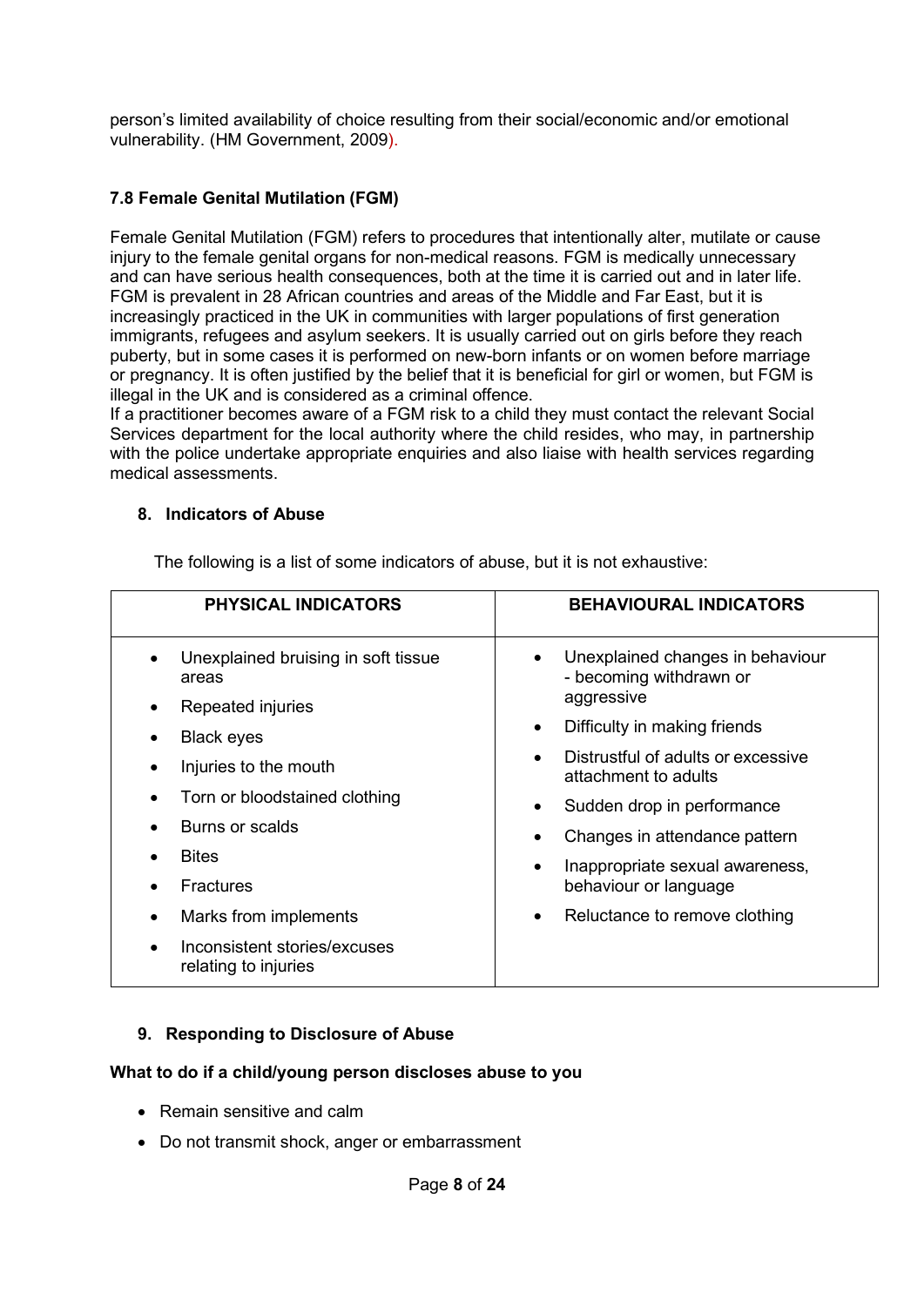person's limited availability of choice resulting from their social/economic and/or emotional vulnerability. (HM Government, 2009).

### 7.8 Female Genital Mutilation (FGM)

Female Genital Mutilation (FGM) refers to procedures that intentionally alter, mutilate or cause injury to the female genital organs for non-medical reasons. FGM is medically unnecessary and can have serious health consequences, both at the time it is carried out and in later life. FGM is prevalent in 28 African countries and areas of the Middle and Far East, but it is increasingly practiced in the UK in communities with larger populations of first generation immigrants, refugees and asylum seekers. It is usually carried out on girls before they reach puberty, but in some cases it is performed on new-born infants or on women before marriage or pregnancy. It is often justified by the belief that it is beneficial for girl or women, but FGM is illegal in the UK and is considered as a criminal offence.

If a practitioner becomes aware of a FGM risk to a child they must contact the relevant Social Services department for the local authority where the child resides, who may, in partnership with the police undertake appropriate enquiries and also liaise with health services regarding medical assessments.

## 8. Indicators of Abuse

The following is a list of some indicators of abuse, but it is not exhaustive:

| PHYSICAL INDICATORS | BEHAVIOURAL INDICATORS |
|---|---|
| • Unexplained bruising in soft tissue areas<br>• Repeated injuries<br>• Black eyes<br>• Injuries to the mouth<br>• Torn or bloodstained clothing<br>• Burns or scalds<br>• Bites<br>• Fractures<br>• Marks from implements<br>• Inconsistent stories/excuses relating to injuries | • Unexplained changes in behaviour - becoming withdrawn or aggressive<br>• Difficulty in making friends<br>• Distrustful of adults or excessive attachment to adults<br>• Sudden drop in performance<br>• Changes in attendance pattern<br>• Inappropriate sexual awareness, behaviour or language<br>• Reluctance to remove clothing |

## 9. Responding to Disclosure of Abuse

**What to do if a child/young person discloses abuse to you**

- Remain sensitive and calm
- Do not transmit shock, anger or embarrassment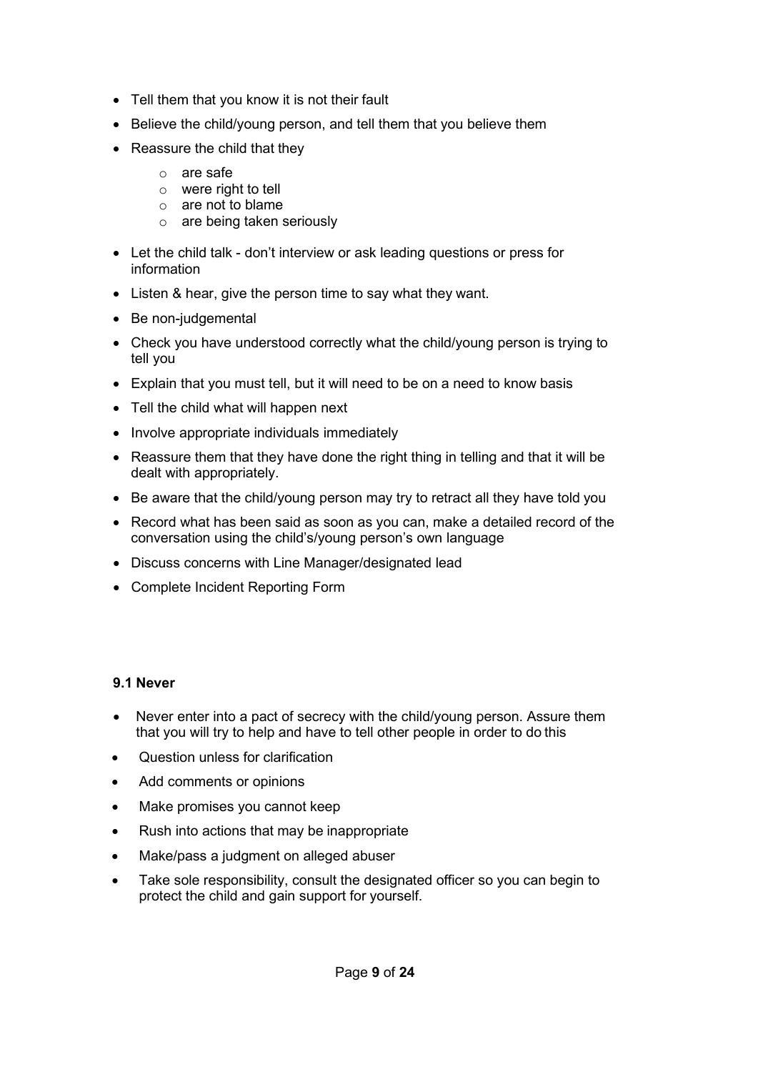- Tell them that you know it is not their fault
- Believe the child/young person, and tell them that you believe them
- Reassure the child that they
  - are safe
  - were right to tell
  - are not to blame
  - are being taken seriously
- Let the child talk - don't interview or ask leading questions or press for information
- Listen & hear, give the person time to say what they want.
- Be non-judgemental
- Check you have understood correctly what the child/young person is trying to tell you
- Explain that you must tell, but it will need to be on a need to know basis
- Tell the child what will happen next
- Involve appropriate individuals immediately
- Reassure them that they have done the right thing in telling and that it will be dealt with appropriately.
- Be aware that the child/young person may try to retract all they have told you
- Record what has been said as soon as you can, make a detailed record of the conversation using the child's/young person's own language
- Discuss concerns with Line Manager/designated lead
- Complete Incident Reporting Form

**9.1 Never**

- Never enter into a pact of secrecy with the child/young person. Assure them that you will try to help and have to tell other people in order to do this
- Question unless for clarification
- Add comments or opinions
- Make promises you cannot keep
- Rush into actions that may be inappropriate
- Make/pass a judgment on alleged abuser
- Take sole responsibility, consult the designated officer so you can begin to protect the child and gain support for yourself.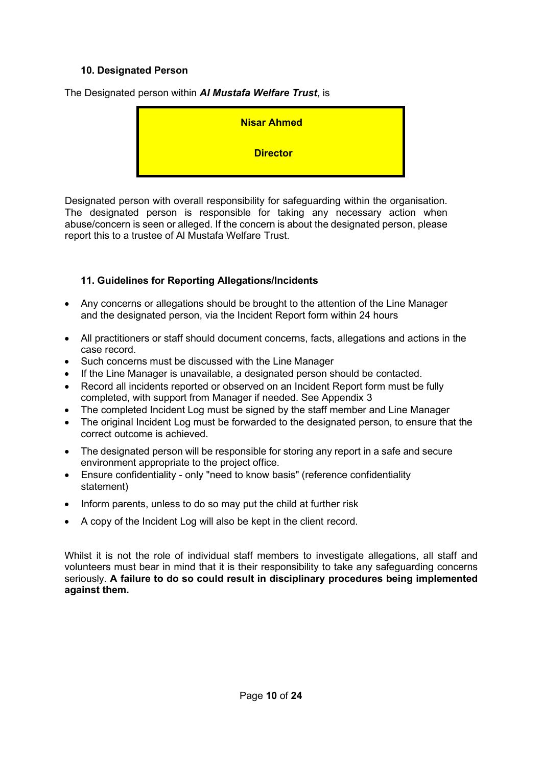### 10. Designated Person

The Designated person within ***Al Mustafa Welfare Trust***, is

**Nisar Ahmed**

**Director**

Designated person with overall responsibility for safeguarding within the organisation. The designated person is responsible for taking any necessary action when abuse/concern is seen or alleged. If the concern is about the designated person, please report this to a trustee of Al Mustafa Welfare Trust.

### 11. Guidelines for Reporting Allegations/Incidents

- Any concerns or allegations should be brought to the attention of the Line Manager and the designated person, via the Incident Report form within 24 hours
- All practitioners or staff should document concerns, facts, allegations and actions in the case record.
- Such concerns must be discussed with the Line Manager
- If the Line Manager is unavailable, a designated person should be contacted.
- Record all incidents reported or observed on an Incident Report form must be fully completed, with support from Manager if needed. See Appendix 3
- The completed Incident Log must be signed by the staff member and Line Manager
- The original Incident Log must be forwarded to the designated person, to ensure that the correct outcome is achieved.
- The designated person will be responsible for storing any report in a safe and secure environment appropriate to the project office.
- Ensure confidentiality - only "need to know basis" (reference confidentiality statement)
- Inform parents, unless to do so may put the child at further risk
- A copy of the Incident Log will also be kept in the client record.

Whilst it is not the role of individual staff members to investigate allegations, all staff and volunteers must bear in mind that it is their responsibility to take any safeguarding concerns seriously. **A failure to do so could result in disciplinary procedures being implemented against them.**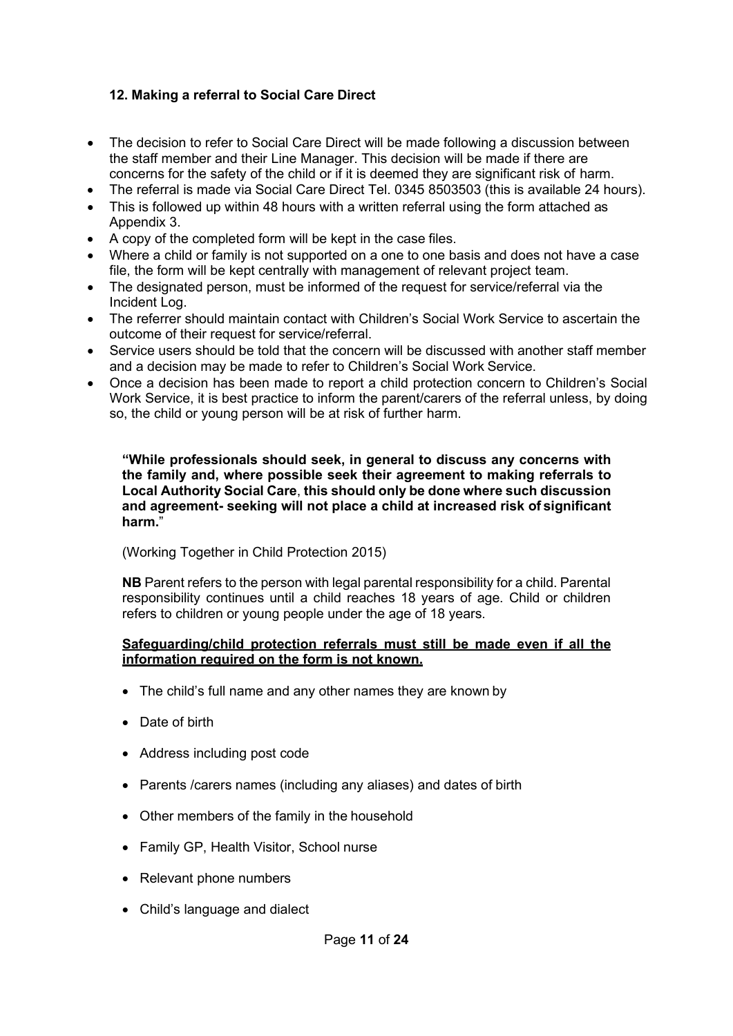### 12. Making a referral to Social Care Direct

- The decision to refer to Social Care Direct will be made following a discussion between the staff member and their Line Manager. This decision will be made if there are concerns for the safety of the child or if it is deemed they are significant risk of harm.
- The referral is made via Social Care Direct Tel. 0345 8503503 (this is available 24 hours).
- This is followed up within 48 hours with a written referral using the form attached as Appendix 3.
- A copy of the completed form will be kept in the case files.
- Where a child or family is not supported on a one to one basis and does not have a case file, the form will be kept centrally with management of relevant project team.
- The designated person, must be informed of the request for service/referral via the Incident Log.
- The referrer should maintain contact with Children's Social Work Service to ascertain the outcome of their request for service/referral.
- Service users should be told that the concern will be discussed with another staff member and a decision may be made to refer to Children's Social Work Service.
- Once a decision has been made to report a child protection concern to Children's Social Work Service, it is best practice to inform the parent/carers of the referral unless, by doing so, the child or young person will be at risk of further harm.

> **"While professionals should seek, in general to discuss any concerns with the family and, where possible seek their agreement to making referrals to Local Authority Social Care**, **this should only be done where such discussion and agreement- seeking will not place a child at increased risk of significant harm.**"
>
> (Working Together in Child Protection 2015)
>
> **NB** Parent refers to the person with legal parental responsibility for a child. Parental responsibility continues until a child reaches 18 years of age. Child or children refers to children or young people under the age of 18 years.

**<u>Safeguarding/child protection referrals must still be made even if all the information required on the form is not known.</u>**

- The child's full name and any other names they are known by
- Date of birth
- Address including post code
- Parents /carers names (including any aliases) and dates of birth
- Other members of the family in the household
- Family GP, Health Visitor, School nurse
- Relevant phone numbers
- Child's language and dialect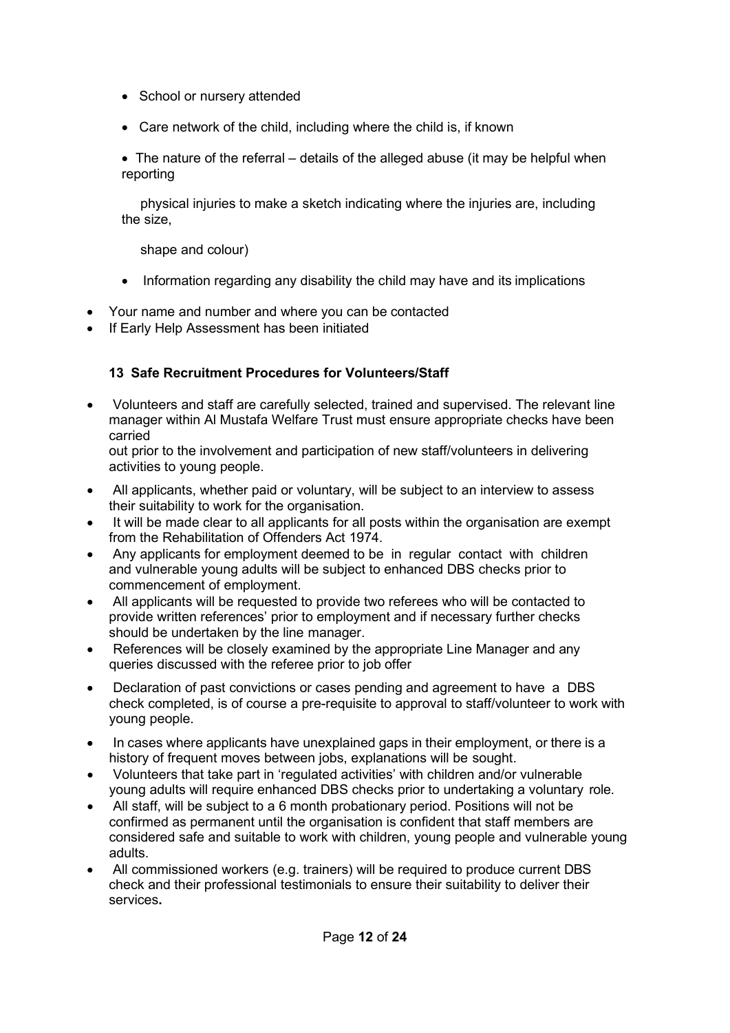- School or nursery attended
- Care network of the child, including where the child is, if known
- The nature of the referral – details of the alleged abuse (it may be helpful when reporting physical injuries to make a sketch indicating where the injuries are, including the size, shape and colour)
- Information regarding any disability the child may have and its implications

- Your name and number and where you can be contacted
- If Early Help Assessment has been initiated

### 13 Safe Recruitment Procedures for Volunteers/Staff

- Volunteers and staff are carefully selected, trained and supervised. The relevant line manager within Al Mustafa Welfare Trust must ensure appropriate checks have been carried out prior to the involvement and participation of new staff/volunteers in delivering activities to young people.
- All applicants, whether paid or voluntary, will be subject to an interview to assess their suitability to work for the organisation.
- It will be made clear to all applicants for all posts within the organisation are exempt from the Rehabilitation of Offenders Act 1974.
- Any applicants for employment deemed to be in regular contact with children and vulnerable young adults will be subject to enhanced DBS checks prior to commencement of employment.
- All applicants will be requested to provide two referees who will be contacted to provide written references' prior to employment and if necessary further checks should be undertaken by the line manager.
- References will be closely examined by the appropriate Line Manager and any queries discussed with the referee prior to job offer
- Declaration of past convictions or cases pending and agreement to have a DBS check completed, is of course a pre-requisite to approval to staff/volunteer to work with young people.
- In cases where applicants have unexplained gaps in their employment, or there is a history of frequent moves between jobs, explanations will be sought.
- Volunteers that take part in 'regulated activities' with children and/or vulnerable young adults will require enhanced DBS checks prior to undertaking a voluntary role.
- All staff, will be subject to a 6 month probationary period. Positions will not be confirmed as permanent until the organisation is confident that staff members are considered safe and suitable to work with children, young people and vulnerable young adults.
- All commissioned workers (e.g. trainers) will be required to produce current DBS check and their professional testimonials to ensure their suitability to deliver their services**.**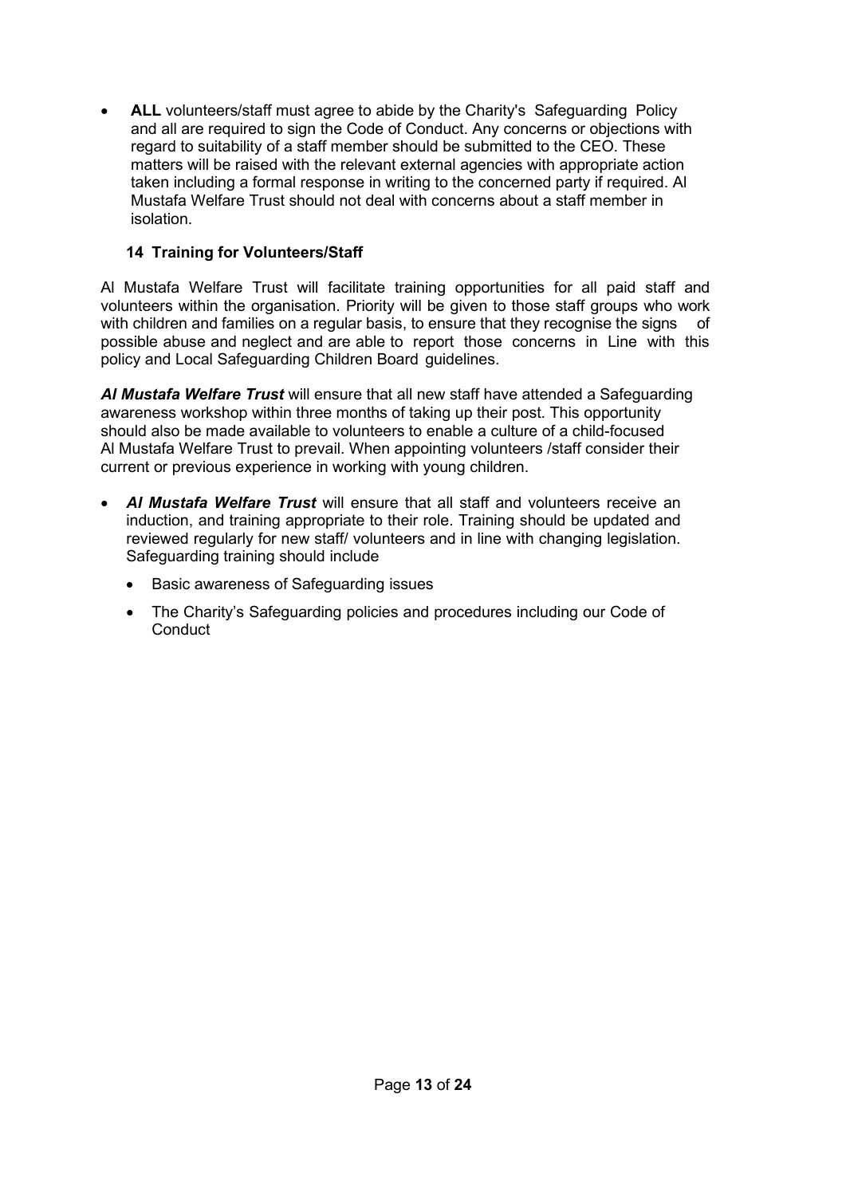- **ALL** volunteers/staff must agree to abide by the Charity's Safeguarding Policy and all are required to sign the Code of Conduct. Any concerns or objections with regard to suitability of a staff member should be submitted to the CEO. These matters will be raised with the relevant external agencies with appropriate action taken including a formal response in writing to the concerned party if required. Al Mustafa Welfare Trust should not deal with concerns about a staff member in isolation.

### 14 Training for Volunteers/Staff

Al Mustafa Welfare Trust will facilitate training opportunities for all paid staff and volunteers within the organisation. Priority will be given to those staff groups who work with children and families on a regular basis, to ensure that they recognise the signs of possible abuse and neglect and are able to report those concerns in Line with this policy and Local Safeguarding Children Board guidelines.

***Al Mustafa Welfare Trust*** will ensure that all new staff have attended a Safeguarding awareness workshop within three months of taking up their post. This opportunity should also be made available to volunteers to enable a culture of a child-focused Al Mustafa Welfare Trust to prevail. When appointing volunteers /staff consider their current or previous experience in working with young children.

- ***Al Mustafa Welfare Trust*** will ensure that all staff and volunteers receive an induction, and training appropriate to their role. Training should be updated and reviewed regularly for new staff/ volunteers and in line with changing legislation. Safeguarding training should include
  - Basic awareness of Safeguarding issues
  - The Charity's Safeguarding policies and procedures including our Code of Conduct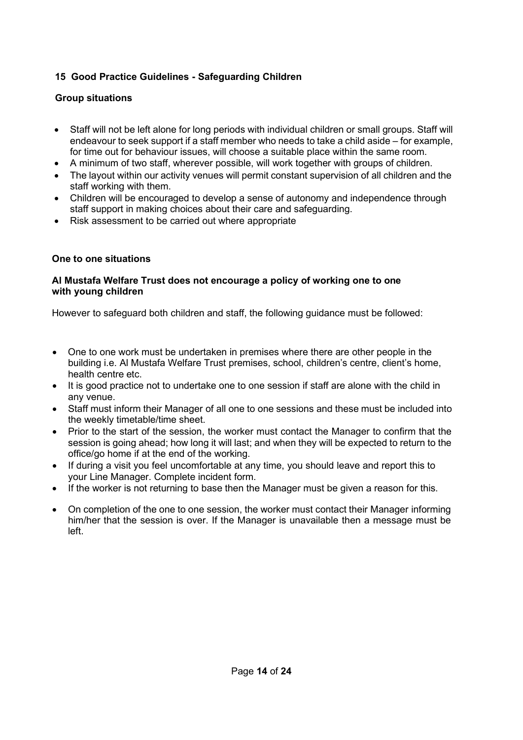## 15 Good Practice Guidelines - Safeguarding Children

### Group situations

- Staff will not be left alone for long periods with individual children or small groups. Staff will endeavour to seek support if a staff member who needs to take a child aside – for example, for time out for behaviour issues, will choose a suitable place within the same room.
- A minimum of two staff, wherever possible, will work together with groups of children.
- The layout within our activity venues will permit constant supervision of all children and the staff working with them.
- Children will be encouraged to develop a sense of autonomy and independence through staff support in making choices about their care and safeguarding.
- Risk assessment to be carried out where appropriate

### One to one situations

**Al Mustafa Welfare Trust does not encourage a policy of working one to one with young children**

However to safeguard both children and staff, the following guidance must be followed:

- One to one work must be undertaken in premises where there are other people in the building i.e. Al Mustafa Welfare Trust premises, school, children's centre, client's home, health centre etc.
- It is good practice not to undertake one to one session if staff are alone with the child in any venue.
- Staff must inform their Manager of all one to one sessions and these must be included into the weekly timetable/time sheet.
- Prior to the start of the session, the worker must contact the Manager to confirm that the session is going ahead; how long it will last; and when they will be expected to return to the office/go home if at the end of the working.
- If during a visit you feel uncomfortable at any time, you should leave and report this to your Line Manager. Complete incident form.
- If the worker is not returning to base then the Manager must be given a reason for this.
- On completion of the one to one session, the worker must contact their Manager informing him/her that the session is over. If the Manager is unavailable then a message must be left.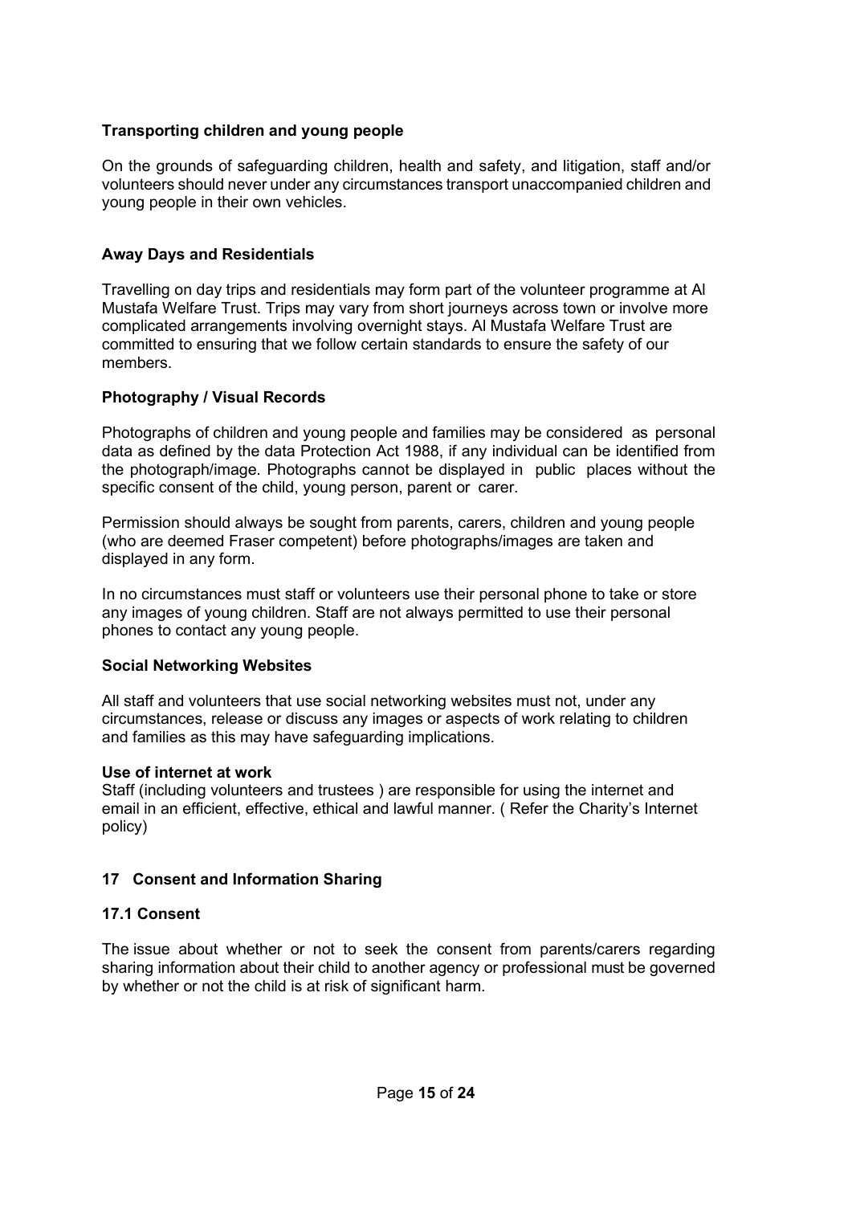### Transporting children and young people

On the grounds of safeguarding children, health and safety, and litigation, staff and/or volunteers should never under any circumstances transport unaccompanied children and young people in their own vehicles.

### Away Days and Residentials

Travelling on day trips and residentials may form part of the volunteer programme at Al Mustafa Welfare Trust. Trips may vary from short journeys across town or involve more complicated arrangements involving overnight stays. Al Mustafa Welfare Trust are committed to ensuring that we follow certain standards to ensure the safety of our members.

### Photography / Visual Records

Photographs of children and young people and families may be considered as personal data as defined by the data Protection Act 1988, if any individual can be identified from the photograph/image. Photographs cannot be displayed in public places without the specific consent of the child, young person, parent or carer.

Permission should always be sought from parents, carers, children and young people (who are deemed Fraser competent) before photographs/images are taken and displayed in any form.

In no circumstances must staff or volunteers use their personal phone to take or store any images of young children. Staff are not always permitted to use their personal phones to contact any young people.

### Social Networking Websites

All staff and volunteers that use social networking websites must not, under any circumstances, release or discuss any images or aspects of work relating to children and families as this may have safeguarding implications.

### Use of internet at work

Staff (including volunteers and trustees ) are responsible for using the internet and email in an efficient, effective, ethical and lawful manner. ( Refer the Charity's Internet policy)

## 17 Consent and Information Sharing

### 17.1 Consent

The issue about whether or not to seek the consent from parents/carers regarding sharing information about their child to another agency or professional must be governed by whether or not the child is at risk of significant harm.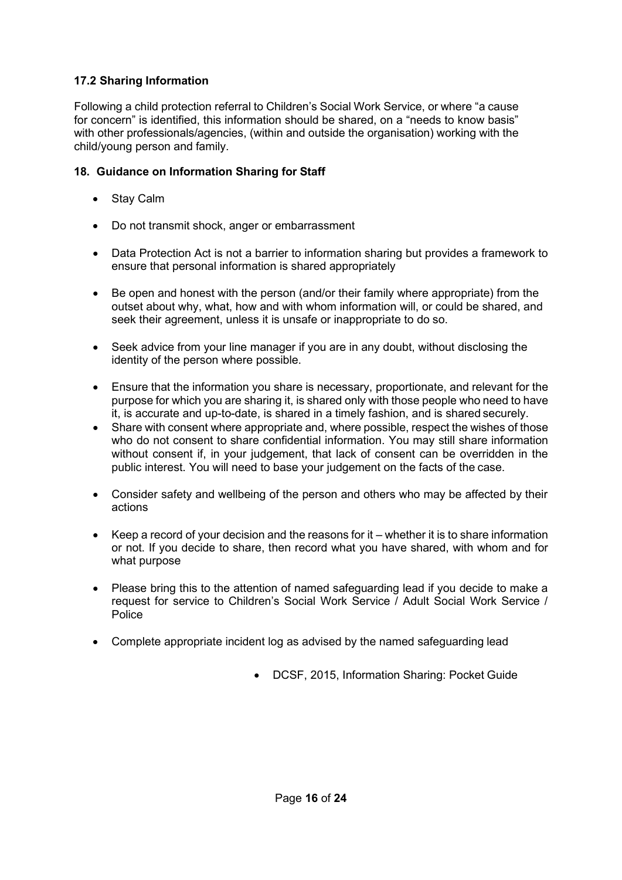### 17.2 Sharing Information

Following a child protection referral to Children's Social Work Service, or where "a cause for concern" is identified, this information should be shared, on a "needs to know basis" with other professionals/agencies, (within and outside the organisation) working with the child/young person and family.

## 18. Guidance on Information Sharing for Staff

- Stay Calm
- Do not transmit shock, anger or embarrassment
- Data Protection Act is not a barrier to information sharing but provides a framework to ensure that personal information is shared appropriately
- Be open and honest with the person (and/or their family where appropriate) from the outset about why, what, how and with whom information will, or could be shared, and seek their agreement, unless it is unsafe or inappropriate to do so.
- Seek advice from your line manager if you are in any doubt, without disclosing the identity of the person where possible.
- Ensure that the information you share is necessary, proportionate, and relevant for the purpose for which you are sharing it, is shared only with those people who need to have it, is accurate and up-to-date, is shared in a timely fashion, and is shared securely.
- Share with consent where appropriate and, where possible, respect the wishes of those who do not consent to share confidential information. You may still share information without consent if, in your judgement, that lack of consent can be overridden in the public interest. You will need to base your judgement on the facts of the case.
- Consider safety and wellbeing of the person and others who may be affected by their actions
- Keep a record of your decision and the reasons for it – whether it is to share information or not. If you decide to share, then record what you have shared, with whom and for what purpose
- Please bring this to the attention of named safeguarding lead if you decide to make a request for service to Children's Social Work Service / Adult Social Work Service / Police
- Complete appropriate incident log as advised by the named safeguarding lead

- DCSF, 2015, Information Sharing: Pocket Guide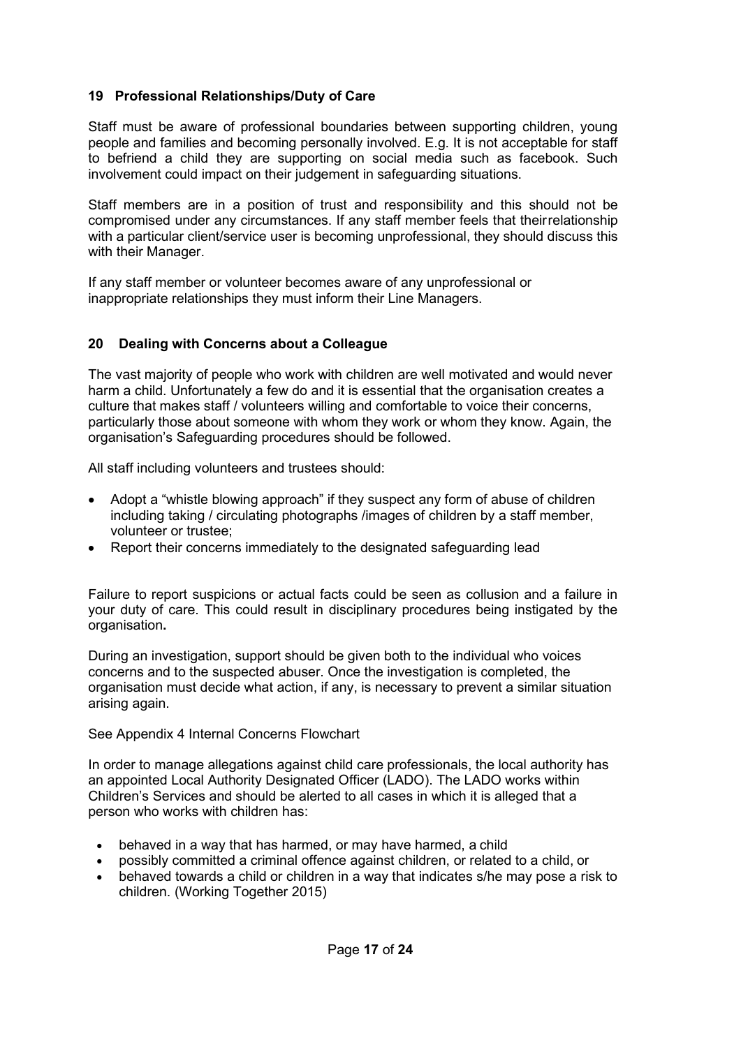## 19 Professional Relationships/Duty of Care

Staff must be aware of professional boundaries between supporting children, young people and families and becoming personally involved. E.g. It is not acceptable for staff to befriend a child they are supporting on social media such as facebook. Such involvement could impact on their judgement in safeguarding situations.

Staff members are in a position of trust and responsibility and this should not be compromised under any circumstances. If any staff member feels that theirrelationship with a particular client/service user is becoming unprofessional, they should discuss this with their Manager.

If any staff member or volunteer becomes aware of any unprofessional or inappropriate relationships they must inform their Line Managers.

## 20 Dealing with Concerns about a Colleague

The vast majority of people who work with children are well motivated and would never harm a child. Unfortunately a few do and it is essential that the organisation creates a culture that makes staff / volunteers willing and comfortable to voice their concerns, particularly those about someone with whom they work or whom they know. Again, the organisation's Safeguarding procedures should be followed.

All staff including volunteers and trustees should:

- Adopt a "whistle blowing approach" if they suspect any form of abuse of children including taking / circulating photographs /images of children by a staff member, volunteer or trustee;
- Report their concerns immediately to the designated safeguarding lead

Failure to report suspicions or actual facts could be seen as collusion and a failure in your duty of care. This could result in disciplinary procedures being instigated by the organisation**.**

During an investigation, support should be given both to the individual who voices concerns and to the suspected abuser. Once the investigation is completed, the organisation must decide what action, if any, is necessary to prevent a similar situation arising again.

See Appendix 4 Internal Concerns Flowchart

In order to manage allegations against child care professionals, the local authority has an appointed Local Authority Designated Officer (LADO). The LADO works within Children's Services and should be alerted to all cases in which it is alleged that a person who works with children has:

- behaved in a way that has harmed, or may have harmed, a child
- possibly committed a criminal offence against children, or related to a child, or
- behaved towards a child or children in a way that indicates s/he may pose a risk to children. (Working Together 2015)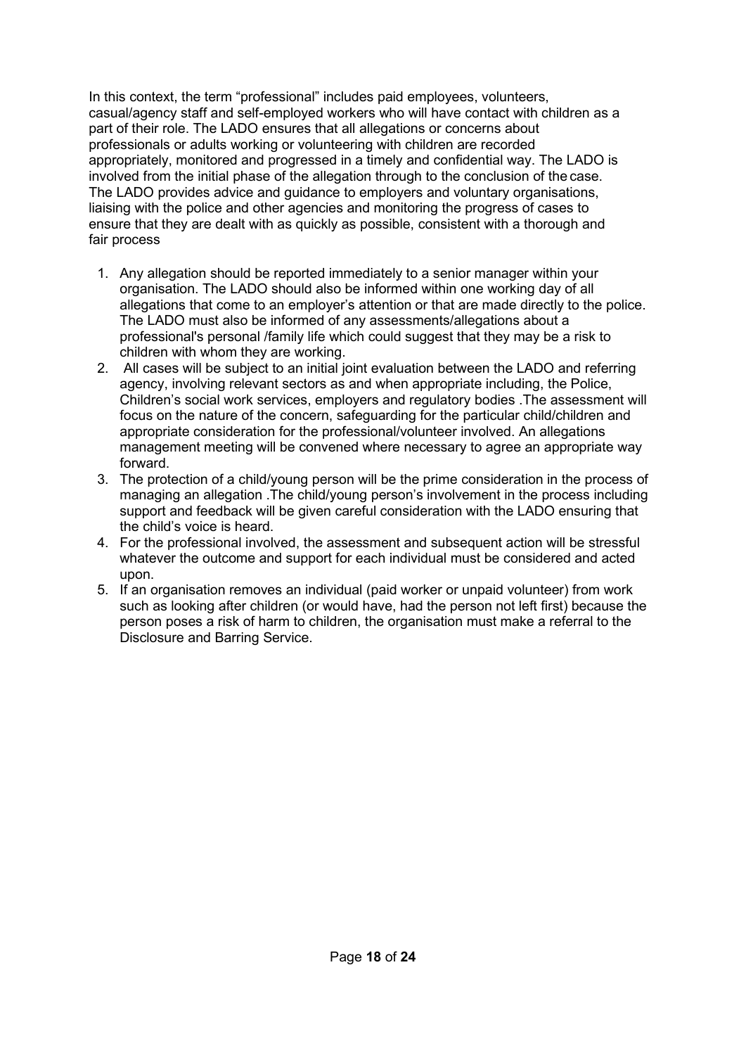In this context, the term "professional" includes paid employees, volunteers, casual/agency staff and self-employed workers who will have contact with children as a part of their role. The LADO ensures that all allegations or concerns about professionals or adults working or volunteering with children are recorded appropriately, monitored and progressed in a timely and confidential way. The LADO is involved from the initial phase of the allegation through to the conclusion of the case. The LADO provides advice and guidance to employers and voluntary organisations, liaising with the police and other agencies and monitoring the progress of cases to ensure that they are dealt with as quickly as possible, consistent with a thorough and fair process

1. Any allegation should be reported immediately to a senior manager within your organisation. The LADO should also be informed within one working day of all allegations that come to an employer's attention or that are made directly to the police. The LADO must also be informed of any assessments/allegations about a professional's personal /family life which could suggest that they may be a risk to children with whom they are working.
2. All cases will be subject to an initial joint evaluation between the LADO and referring agency, involving relevant sectors as and when appropriate including, the Police, Children's social work services, employers and regulatory bodies .The assessment will focus on the nature of the concern, safeguarding for the particular child/children and appropriate consideration for the professional/volunteer involved. An allegations management meeting will be convened where necessary to agree an appropriate way forward.
3. The protection of a child/young person will be the prime consideration in the process of managing an allegation .The child/young person's involvement in the process including support and feedback will be given careful consideration with the LADO ensuring that the child's voice is heard.
4. For the professional involved, the assessment and subsequent action will be stressful whatever the outcome and support for each individual must be considered and acted upon.
5. If an organisation removes an individual (paid worker or unpaid volunteer) from work such as looking after children (or would have, had the person not left first) because the person poses a risk of harm to children, the organisation must make a referral to the Disclosure and Barring Service.